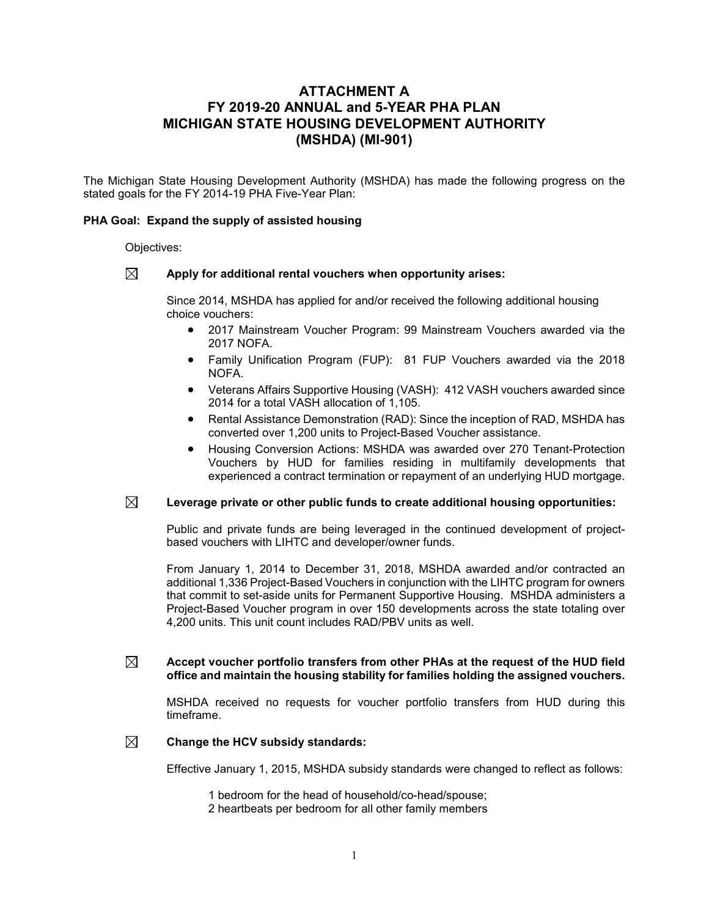# ATTACHMENT A
# FY 2019-20 ANNUAL and 5-YEAR PHA PLAN
# MICHIGAN STATE HOUSING DEVELOPMENT AUTHORITY (MSHDA) (MI-901)

The Michigan State Housing Development Authority (MSHDA) has made the following progress on the stated goals for the FY 2014-19 PHA Five-Year Plan:

**PHA Goal: Expand the supply of assisted housing**

Objectives:

☒ **Apply for additional rental vouchers when opportunity arises:**

Since 2014, MSHDA has applied for and/or received the following additional housing choice vouchers:

- 2017 Mainstream Voucher Program: 99 Mainstream Vouchers awarded via the 2017 NOFA.
- Family Unification Program (FUP): 81 FUP Vouchers awarded via the 2018 NOFA.
- Veterans Affairs Supportive Housing (VASH): 412 VASH vouchers awarded since 2014 for a total VASH allocation of 1,105.
- Rental Assistance Demonstration (RAD): Since the inception of RAD, MSHDA has converted over 1,200 units to Project-Based Voucher assistance.
- Housing Conversion Actions: MSHDA was awarded over 270 Tenant-Protection Vouchers by HUD for families residing in multifamily developments that experienced a contract termination or repayment of an underlying HUD mortgage.

☒ **Leverage private or other public funds to create additional housing opportunities:**

Public and private funds are being leveraged in the continued development of project-based vouchers with LIHTC and developer/owner funds.

From January 1, 2014 to December 31, 2018, MSHDA awarded and/or contracted an additional 1,336 Project-Based Vouchers in conjunction with the LIHTC program for owners that commit to set-aside units for Permanent Supportive Housing. MSHDA administers a Project-Based Voucher program in over 150 developments across the state totaling over 4,200 units. This unit count includes RAD/PBV units as well.

☒ **Accept voucher portfolio transfers from other PHAs at the request of the HUD field office and maintain the housing stability for families holding the assigned vouchers.**

MSHDA received no requests for voucher portfolio transfers from HUD during this timeframe.

☒ **Change the HCV subsidy standards:**

Effective January 1, 2015, MSHDA subsidy standards were changed to reflect as follows:

1 bedroom for the head of household/co-head/spouse;
2 heartbeats per bedroom for all other family members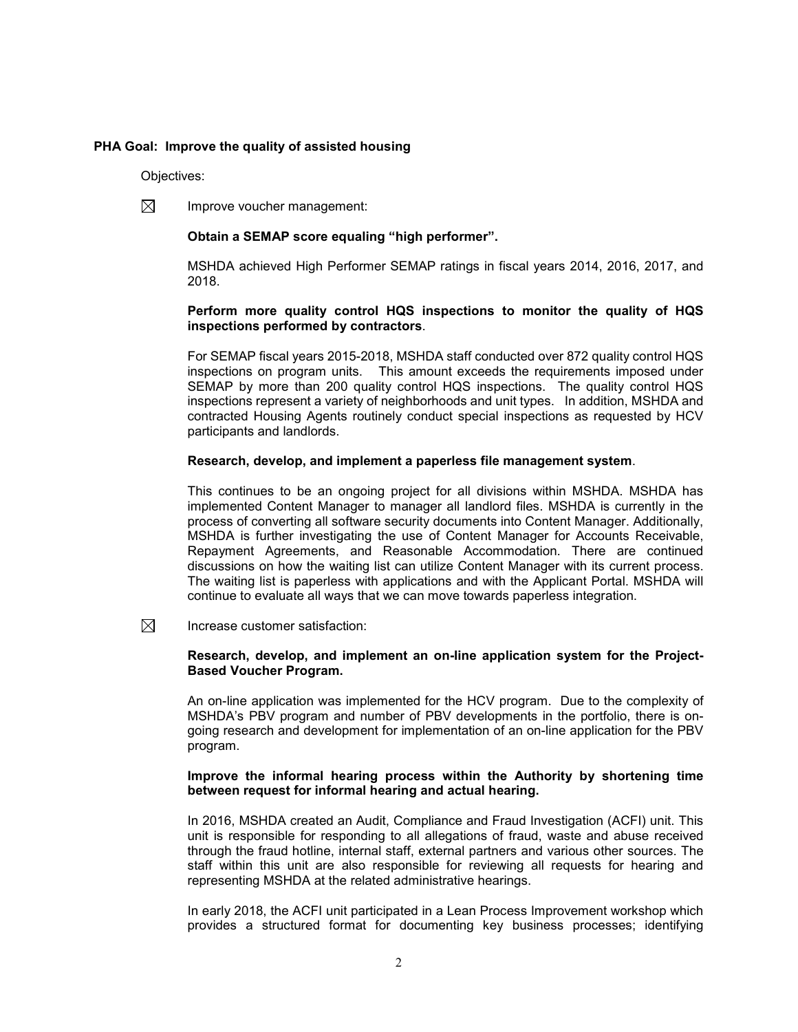**PHA Goal: Improve the quality of assisted housing**

Objectives:

☒ Improve voucher management:

**Obtain a SEMAP score equaling "high performer".**

MSHDA achieved High Performer SEMAP ratings in fiscal years 2014, 2016, 2017, and 2018.

**Perform more quality control HQS inspections to monitor the quality of HQS inspections performed by contractors**.

For SEMAP fiscal years 2015-2018, MSHDA staff conducted over 872 quality control HQS inspections on program units. This amount exceeds the requirements imposed under SEMAP by more than 200 quality control HQS inspections. The quality control HQS inspections represent a variety of neighborhoods and unit types. In addition, MSHDA and contracted Housing Agents routinely conduct special inspections as requested by HCV participants and landlords.

**Research, develop, and implement a paperless file management system**.

This continues to be an ongoing project for all divisions within MSHDA. MSHDA has implemented Content Manager to manager all landlord files. MSHDA is currently in the process of converting all software security documents into Content Manager. Additionally, MSHDA is further investigating the use of Content Manager for Accounts Receivable, Repayment Agreements, and Reasonable Accommodation. There are continued discussions on how the waiting list can utilize Content Manager with its current process. The waiting list is paperless with applications and with the Applicant Portal. MSHDA will continue to evaluate all ways that we can move towards paperless integration.

☒ Increase customer satisfaction:

**Research, develop, and implement an on-line application system for the Project-Based Voucher Program.**

An on-line application was implemented for the HCV program. Due to the complexity of MSHDA's PBV program and number of PBV developments in the portfolio, there is on-going research and development for implementation of an on-line application for the PBV program.

**Improve the informal hearing process within the Authority by shortening time between request for informal hearing and actual hearing.**

In 2016, MSHDA created an Audit, Compliance and Fraud Investigation (ACFI) unit. This unit is responsible for responding to all allegations of fraud, waste and abuse received through the fraud hotline, internal staff, external partners and various other sources. The staff within this unit are also responsible for reviewing all requests for hearing and representing MSHDA at the related administrative hearings.

In early 2018, the ACFI unit participated in a Lean Process Improvement workshop which provides a structured format for documenting key business processes; identifying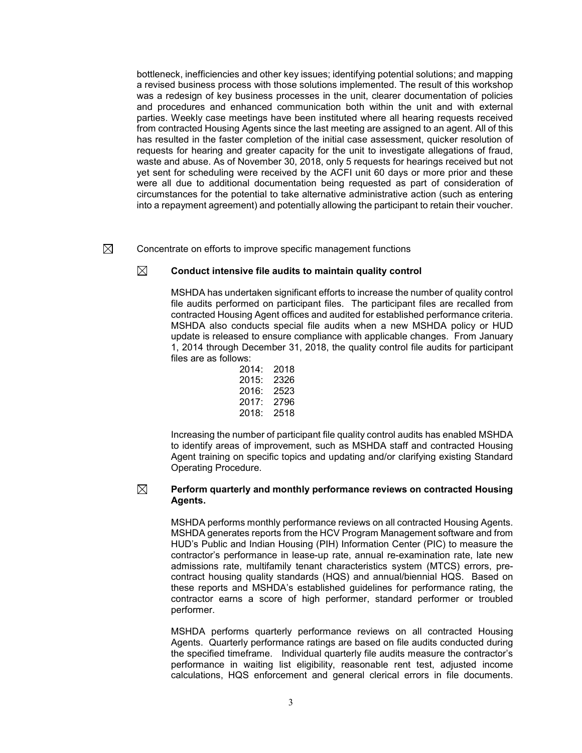bottleneck, inefficiencies and other key issues; identifying potential solutions; and mapping a revised business process with those solutions implemented. The result of this workshop was a redesign of key business processes in the unit, clearer documentation of policies and procedures and enhanced communication both within the unit and with external parties. Weekly case meetings have been instituted where all hearing requests received from contracted Housing Agents since the last meeting are assigned to an agent. All of this has resulted in the faster completion of the initial case assessment, quicker resolution of requests for hearing and greater capacity for the unit to investigate allegations of fraud, waste and abuse. As of November 30, 2018, only 5 requests for hearings received but not yet sent for scheduling were received by the ACFI unit 60 days or more prior and these were all due to additional documentation being requested as part of consideration of circumstances for the potential to take alternative administrative action (such as entering into a repayment agreement) and potentially allowing the participant to retain their voucher.

☒ Concentrate on efforts to improve specific management functions

☒ **Conduct intensive file audits to maintain quality control**

MSHDA has undertaken significant efforts to increase the number of quality control file audits performed on participant files. The participant files are recalled from contracted Housing Agent offices and audited for established performance criteria. MSHDA also conducts special file audits when a new MSHDA policy or HUD update is released to ensure compliance with applicable changes. From January 1, 2014 through December 31, 2018, the quality control file audits for participant files are as follows:

2014: 2018
2015: 2326
2016: 2523
2017: 2796
2018: 2518

Increasing the number of participant file quality control audits has enabled MSHDA to identify areas of improvement, such as MSHDA staff and contracted Housing Agent training on specific topics and updating and/or clarifying existing Standard Operating Procedure.

☒ **Perform quarterly and monthly performance reviews on contracted Housing Agents.**

MSHDA performs monthly performance reviews on all contracted Housing Agents. MSHDA generates reports from the HCV Program Management software and from HUD's Public and Indian Housing (PIH) Information Center (PIC) to measure the contractor's performance in lease-up rate, annual re-examination rate, late new admissions rate, multifamily tenant characteristics system (MTCS) errors, pre-contract housing quality standards (HQS) and annual/biennial HQS. Based on these reports and MSHDA's established guidelines for performance rating, the contractor earns a score of high performer, standard performer or troubled performer.

MSHDA performs quarterly performance reviews on all contracted Housing Agents. Quarterly performance ratings are based on file audits conducted during the specified timeframe. Individual quarterly file audits measure the contractor's performance in waiting list eligibility, reasonable rent test, adjusted income calculations, HQS enforcement and general clerical errors in file documents.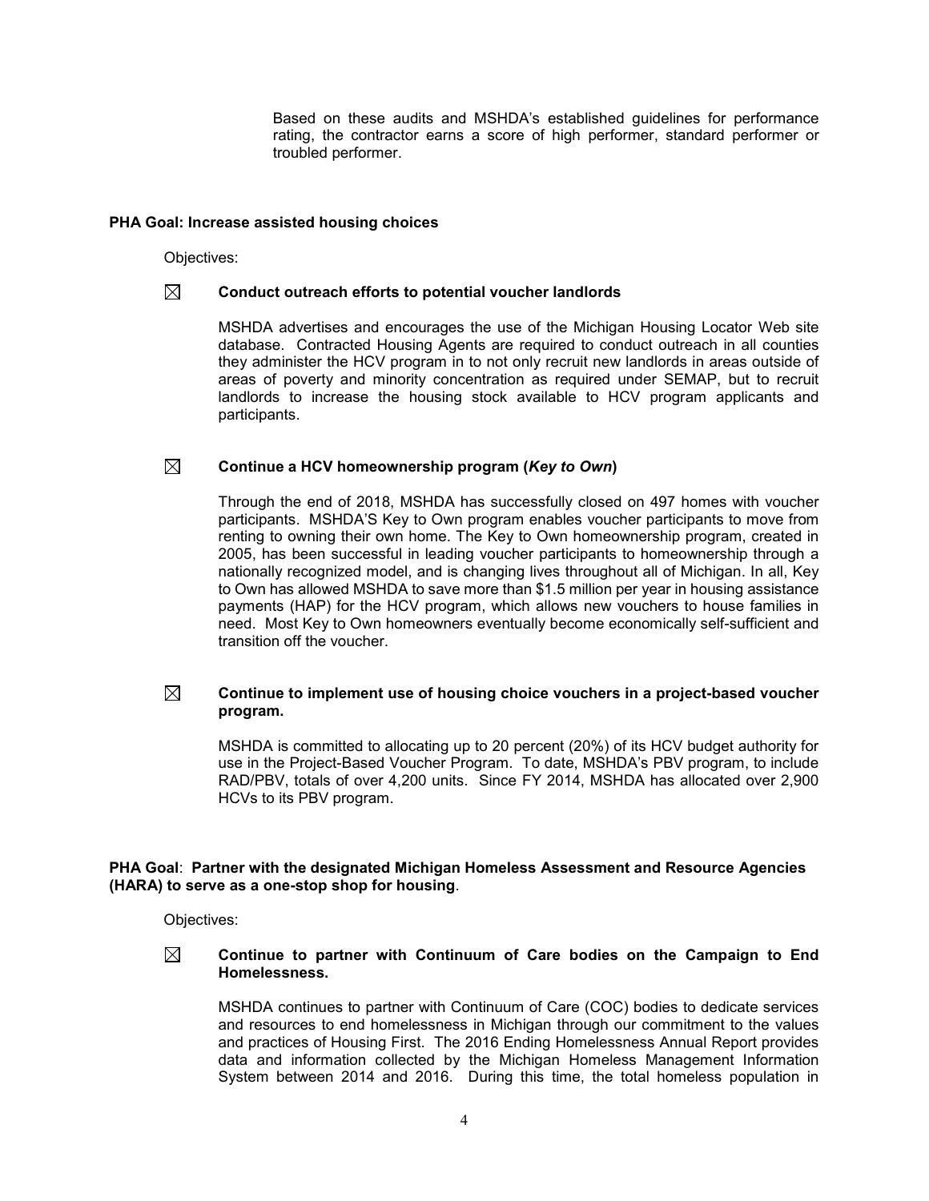Based on these audits and MSHDA's established guidelines for performance rating, the contractor earns a score of high performer, standard performer or troubled performer.

**PHA Goal: Increase assisted housing choices**

Objectives:

☒ **Conduct outreach efforts to potential voucher landlords**

MSHDA advertises and encourages the use of the Michigan Housing Locator Web site database. Contracted Housing Agents are required to conduct outreach in all counties they administer the HCV program in to not only recruit new landlords in areas outside of areas of poverty and minority concentration as required under SEMAP, but to recruit landlords to increase the housing stock available to HCV program applicants and participants.

☒ **Continue a HCV homeownership program (*Key to Own*)**

Through the end of 2018, MSHDA has successfully closed on 497 homes with voucher participants. MSHDA'S Key to Own program enables voucher participants to move from renting to owning their own home. The Key to Own homeownership program, created in 2005, has been successful in leading voucher participants to homeownership through a nationally recognized model, and is changing lives throughout all of Michigan. In all, Key to Own has allowed MSHDA to save more than $1.5 million per year in housing assistance payments (HAP) for the HCV program, which allows new vouchers to house families in need. Most Key to Own homeowners eventually become economically self-sufficient and transition off the voucher.

☒ **Continue to implement use of housing choice vouchers in a project-based voucher program.**

MSHDA is committed to allocating up to 20 percent (20%) of its HCV budget authority for use in the Project-Based Voucher Program. To date, MSHDA's PBV program, to include RAD/PBV, totals of over 4,200 units. Since FY 2014, MSHDA has allocated over 2,900 HCVs to its PBV program.

**PHA Goal**: **Partner with the designated Michigan Homeless Assessment and Resource Agencies (HARA) to serve as a one-stop shop for housing**.

Objectives:

☒ **Continue to partner with Continuum of Care bodies on the Campaign to End Homelessness.**

MSHDA continues to partner with Continuum of Care (COC) bodies to dedicate services and resources to end homelessness in Michigan through our commitment to the values and practices of Housing First. The 2016 Ending Homelessness Annual Report provides data and information collected by the Michigan Homeless Management Information System between 2014 and 2016. During this time, the total homeless population in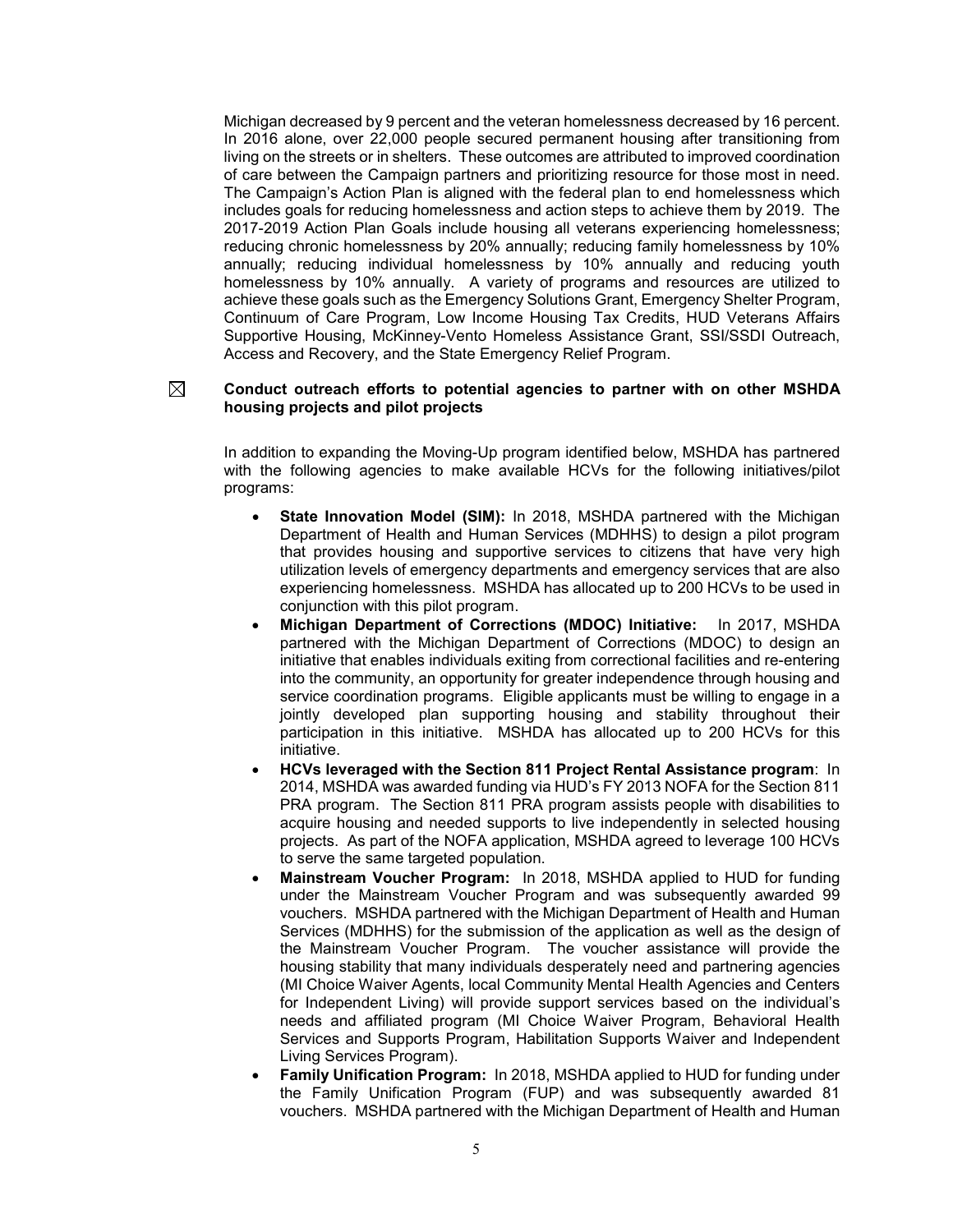Michigan decreased by 9 percent and the veteran homelessness decreased by 16 percent. In 2016 alone, over 22,000 people secured permanent housing after transitioning from living on the streets or in shelters. These outcomes are attributed to improved coordination of care between the Campaign partners and prioritizing resource for those most in need. The Campaign's Action Plan is aligned with the federal plan to end homelessness which includes goals for reducing homelessness and action steps to achieve them by 2019. The 2017-2019 Action Plan Goals include housing all veterans experiencing homelessness; reducing chronic homelessness by 20% annually; reducing family homelessness by 10% annually; reducing individual homelessness by 10% annually and reducing youth homelessness by 10% annually. A variety of programs and resources are utilized to achieve these goals such as the Emergency Solutions Grant, Emergency Shelter Program, Continuum of Care Program, Low Income Housing Tax Credits, HUD Veterans Affairs Supportive Housing, McKinney-Vento Homeless Assistance Grant, SSI/SSDI Outreach, Access and Recovery, and the State Emergency Relief Program.

☒ **Conduct outreach efforts to potential agencies to partner with on other MSHDA housing projects and pilot projects**

In addition to expanding the Moving-Up program identified below, MSHDA has partnered with the following agencies to make available HCVs for the following initiatives/pilot programs:

- **State Innovation Model (SIM):** In 2018, MSHDA partnered with the Michigan Department of Health and Human Services (MDHHS) to design a pilot program that provides housing and supportive services to citizens that have very high utilization levels of emergency departments and emergency services that are also experiencing homelessness. MSHDA has allocated up to 200 HCVs to be used in conjunction with this pilot program.
- **Michigan Department of Corrections (MDOC) Initiative:** In 2017, MSHDA partnered with the Michigan Department of Corrections (MDOC) to design an initiative that enables individuals exiting from correctional facilities and re-entering into the community, an opportunity for greater independence through housing and service coordination programs. Eligible applicants must be willing to engage in a jointly developed plan supporting housing and stability throughout their participation in this initiative. MSHDA has allocated up to 200 HCVs for this initiative.
- **HCVs leveraged with the Section 811 Project Rental Assistance program**: In 2014, MSHDA was awarded funding via HUD's FY 2013 NOFA for the Section 811 PRA program. The Section 811 PRA program assists people with disabilities to acquire housing and needed supports to live independently in selected housing projects. As part of the NOFA application, MSHDA agreed to leverage 100 HCVs to serve the same targeted population.
- **Mainstream Voucher Program:** In 2018, MSHDA applied to HUD for funding under the Mainstream Voucher Program and was subsequently awarded 99 vouchers. MSHDA partnered with the Michigan Department of Health and Human Services (MDHHS) for the submission of the application as well as the design of the Mainstream Voucher Program. The voucher assistance will provide the housing stability that many individuals desperately need and partnering agencies (MI Choice Waiver Agents, local Community Mental Health Agencies and Centers for Independent Living) will provide support services based on the individual's needs and affiliated program (MI Choice Waiver Program, Behavioral Health Services and Supports Program, Habilitation Supports Waiver and Independent Living Services Program).
- **Family Unification Program:** In 2018, MSHDA applied to HUD for funding under the Family Unification Program (FUP) and was subsequently awarded 81 vouchers. MSHDA partnered with the Michigan Department of Health and Human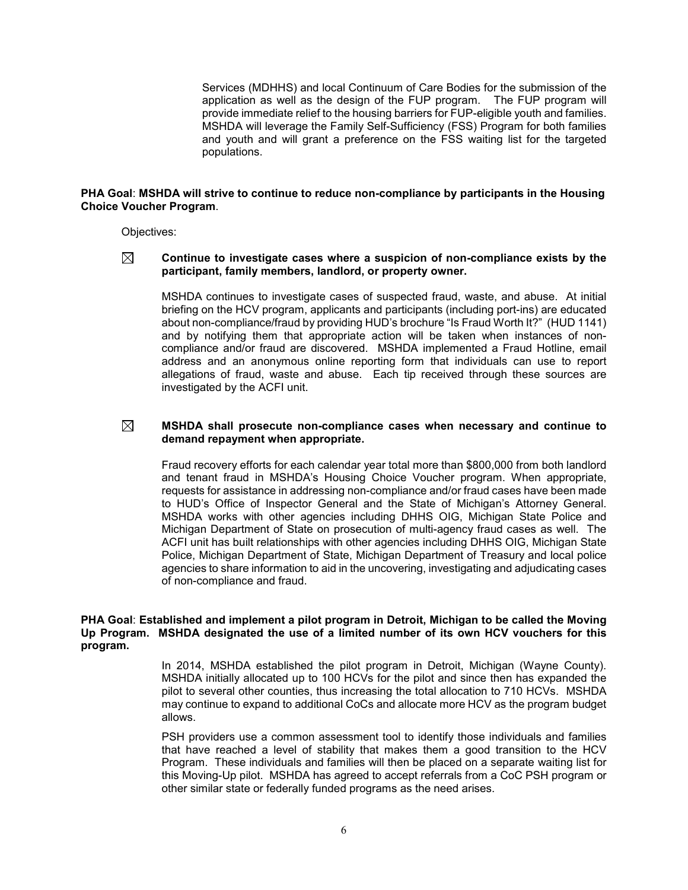Services (MDHHS) and local Continuum of Care Bodies for the submission of the application as well as the design of the FUP program. The FUP program will provide immediate relief to the housing barriers for FUP-eligible youth and families. MSHDA will leverage the Family Self-Sufficiency (FSS) Program for both families and youth and will grant a preference on the FSS waiting list for the targeted populations.

**PHA Goal**: **MSHDA will strive to continue to reduce non-compliance by participants in the Housing Choice Voucher Program**.

Objectives:

☒ **Continue to investigate cases where a suspicion of non-compliance exists by the participant, family members, landlord, or property owner.**

MSHDA continues to investigate cases of suspected fraud, waste, and abuse. At initial briefing on the HCV program, applicants and participants (including port-ins) are educated about non-compliance/fraud by providing HUD's brochure "Is Fraud Worth It?" (HUD 1141) and by notifying them that appropriate action will be taken when instances of non-compliance and/or fraud are discovered. MSHDA implemented a Fraud Hotline, email address and an anonymous online reporting form that individuals can use to report allegations of fraud, waste and abuse. Each tip received through these sources are investigated by the ACFI unit.

☒ **MSHDA shall prosecute non-compliance cases when necessary and continue to demand repayment when appropriate.**

Fraud recovery efforts for each calendar year total more than $800,000 from both landlord and tenant fraud in MSHDA's Housing Choice Voucher program. When appropriate, requests for assistance in addressing non-compliance and/or fraud cases have been made to HUD's Office of Inspector General and the State of Michigan's Attorney General. MSHDA works with other agencies including DHHS OIG, Michigan State Police and Michigan Department of State on prosecution of multi-agency fraud cases as well. The ACFI unit has built relationships with other agencies including DHHS OIG, Michigan State Police, Michigan Department of State, Michigan Department of Treasury and local police agencies to share information to aid in the uncovering, investigating and adjudicating cases of non-compliance and fraud.

**PHA Goal**: **Established and implement a pilot program in Detroit, Michigan to be called the Moving Up Program. MSHDA designated the use of a limited number of its own HCV vouchers for this program.**

In 2014, MSHDA established the pilot program in Detroit, Michigan (Wayne County). MSHDA initially allocated up to 100 HCVs for the pilot and since then has expanded the pilot to several other counties, thus increasing the total allocation to 710 HCVs. MSHDA may continue to expand to additional CoCs and allocate more HCV as the program budget allows.

PSH providers use a common assessment tool to identify those individuals and families that have reached a level of stability that makes them a good transition to the HCV Program. These individuals and families will then be placed on a separate waiting list for this Moving-Up pilot. MSHDA has agreed to accept referrals from a CoC PSH program or other similar state or federally funded programs as the need arises.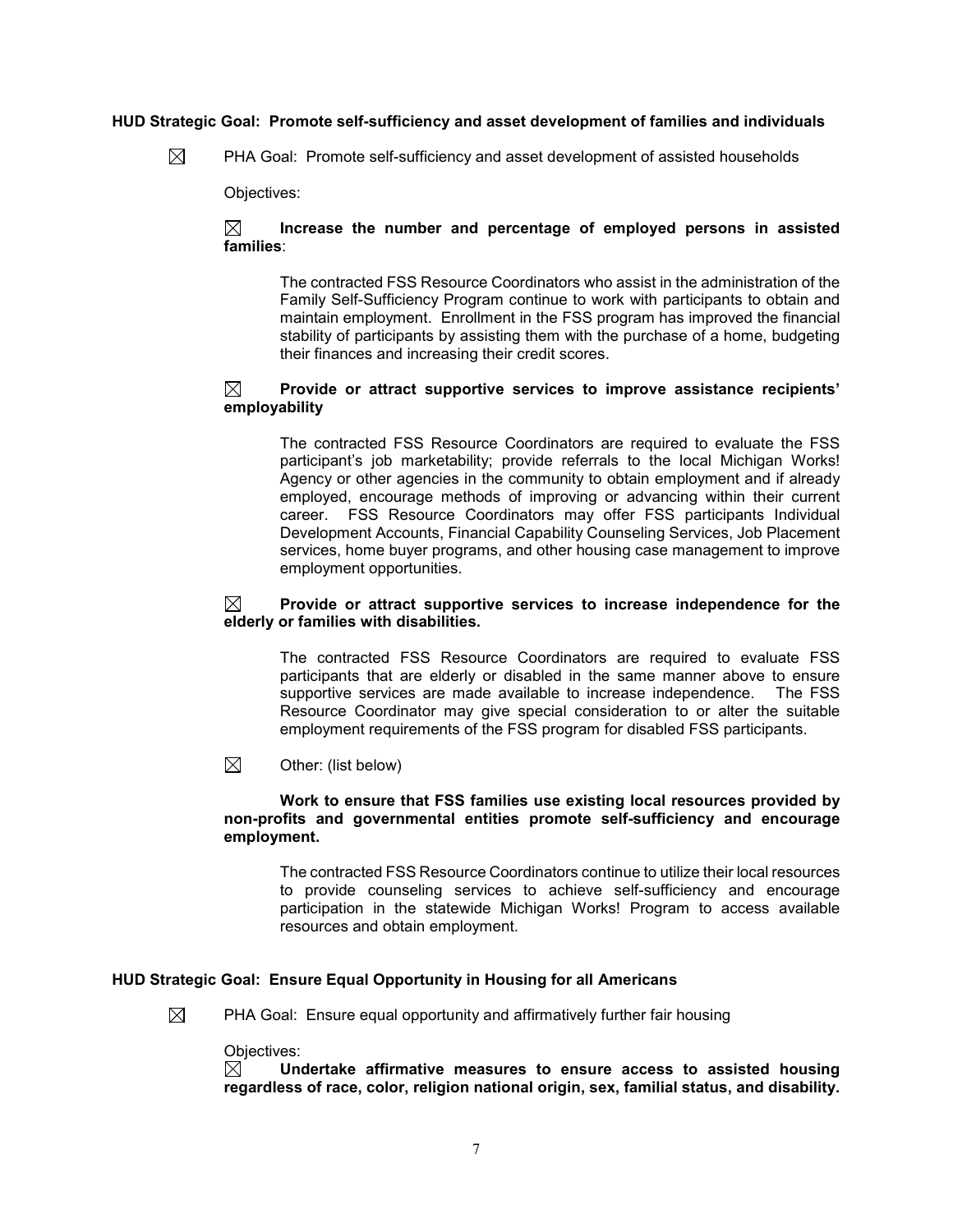**HUD Strategic Goal: Promote self-sufficiency and asset development of families and individuals**

☒ PHA Goal: Promote self-sufficiency and asset development of assisted households

Objectives:

☒ **Increase the number and percentage of employed persons in assisted families**:

The contracted FSS Resource Coordinators who assist in the administration of the Family Self-Sufficiency Program continue to work with participants to obtain and maintain employment. Enrollment in the FSS program has improved the financial stability of participants by assisting them with the purchase of a home, budgeting their finances and increasing their credit scores.

☒ **Provide or attract supportive services to improve assistance recipients' employability**

The contracted FSS Resource Coordinators are required to evaluate the FSS participant's job marketability; provide referrals to the local Michigan Works! Agency or other agencies in the community to obtain employment and if already employed, encourage methods of improving or advancing within their current career. FSS Resource Coordinators may offer FSS participants Individual Development Accounts, Financial Capability Counseling Services, Job Placement services, home buyer programs, and other housing case management to improve employment opportunities.

☒ **Provide or attract supportive services to increase independence for the elderly or families with disabilities.**

The contracted FSS Resource Coordinators are required to evaluate FSS participants that are elderly or disabled in the same manner above to ensure supportive services are made available to increase independence. The FSS Resource Coordinator may give special consideration to or alter the suitable employment requirements of the FSS program for disabled FSS participants.

☒ Other: (list below)

**Work to ensure that FSS families use existing local resources provided by non-profits and governmental entities promote self-sufficiency and encourage employment.**

The contracted FSS Resource Coordinators continue to utilize their local resources to provide counseling services to achieve self-sufficiency and encourage participation in the statewide Michigan Works! Program to access available resources and obtain employment.

**HUD Strategic Goal: Ensure Equal Opportunity in Housing for all Americans**

☒ PHA Goal: Ensure equal opportunity and affirmatively further fair housing

Objectives:

☒ **Undertake affirmative measures to ensure access to assisted housing regardless of race, color, religion national origin, sex, familial status, and disability.**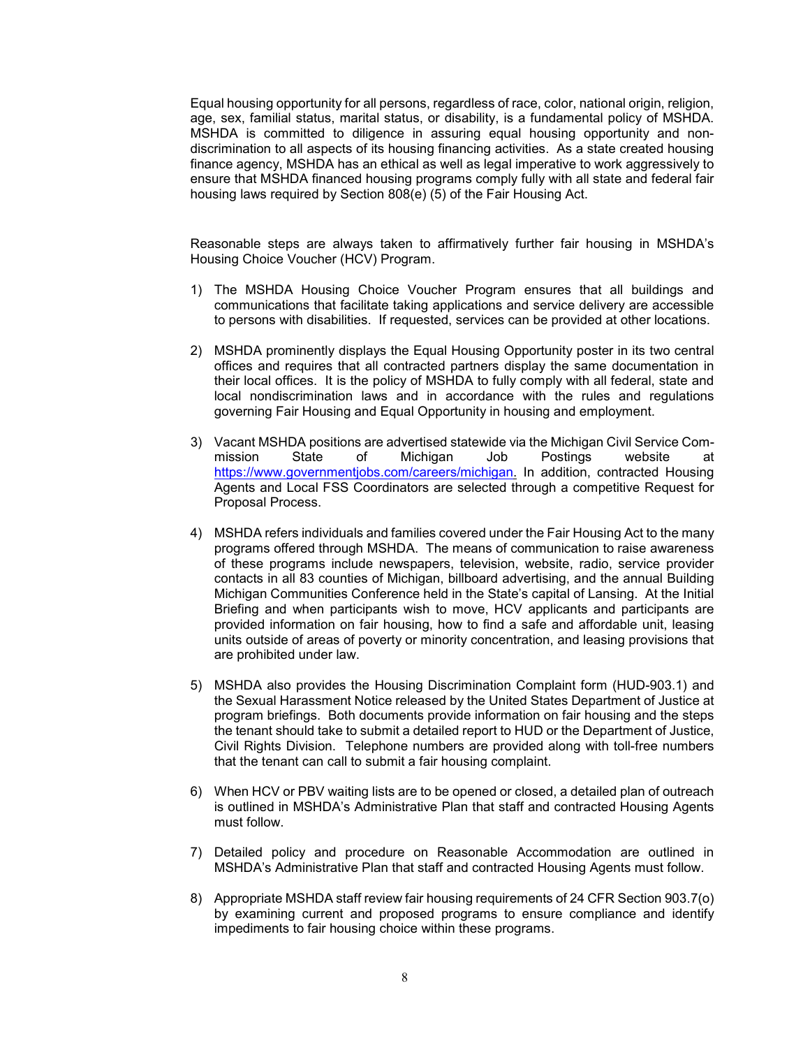Equal housing opportunity for all persons, regardless of race, color, national origin, religion, age, sex, familial status, marital status, or disability, is a fundamental policy of MSHDA. MSHDA is committed to diligence in assuring equal housing opportunity and non-discrimination to all aspects of its housing financing activities. As a state created housing finance agency, MSHDA has an ethical as well as legal imperative to work aggressively to ensure that MSHDA financed housing programs comply fully with all state and federal fair housing laws required by Section 808(e) (5) of the Fair Housing Act.

Reasonable steps are always taken to affirmatively further fair housing in MSHDA's Housing Choice Voucher (HCV) Program.

1) The MSHDA Housing Choice Voucher Program ensures that all buildings and communications that facilitate taking applications and service delivery are accessible to persons with disabilities. If requested, services can be provided at other locations.

2) MSHDA prominently displays the Equal Housing Opportunity poster in its two central offices and requires that all contracted partners display the same documentation in their local offices. It is the policy of MSHDA to fully comply with all federal, state and local nondiscrimination laws and in accordance with the rules and regulations governing Fair Housing and Equal Opportunity in housing and employment.

3) Vacant MSHDA positions are advertised statewide via the Michigan Civil Service Commission State of Michigan Job Postings website at https://www.governmentjobs.com/careers/michigan. In addition, contracted Housing Agents and Local FSS Coordinators are selected through a competitive Request for Proposal Process.

4) MSHDA refers individuals and families covered under the Fair Housing Act to the many programs offered through MSHDA. The means of communication to raise awareness of these programs include newspapers, television, website, radio, service provider contacts in all 83 counties of Michigan, billboard advertising, and the annual Building Michigan Communities Conference held in the State's capital of Lansing. At the Initial Briefing and when participants wish to move, HCV applicants and participants are provided information on fair housing, how to find a safe and affordable unit, leasing units outside of areas of poverty or minority concentration, and leasing provisions that are prohibited under law.

5) MSHDA also provides the Housing Discrimination Complaint form (HUD-903.1) and the Sexual Harassment Notice released by the United States Department of Justice at program briefings. Both documents provide information on fair housing and the steps the tenant should take to submit a detailed report to HUD or the Department of Justice, Civil Rights Division. Telephone numbers are provided along with toll-free numbers that the tenant can call to submit a fair housing complaint.

6) When HCV or PBV waiting lists are to be opened or closed, a detailed plan of outreach is outlined in MSHDA's Administrative Plan that staff and contracted Housing Agents must follow.

7) Detailed policy and procedure on Reasonable Accommodation are outlined in MSHDA's Administrative Plan that staff and contracted Housing Agents must follow.

8) Appropriate MSHDA staff review fair housing requirements of 24 CFR Section 903.7(o) by examining current and proposed programs to ensure compliance and identify impediments to fair housing choice within these programs.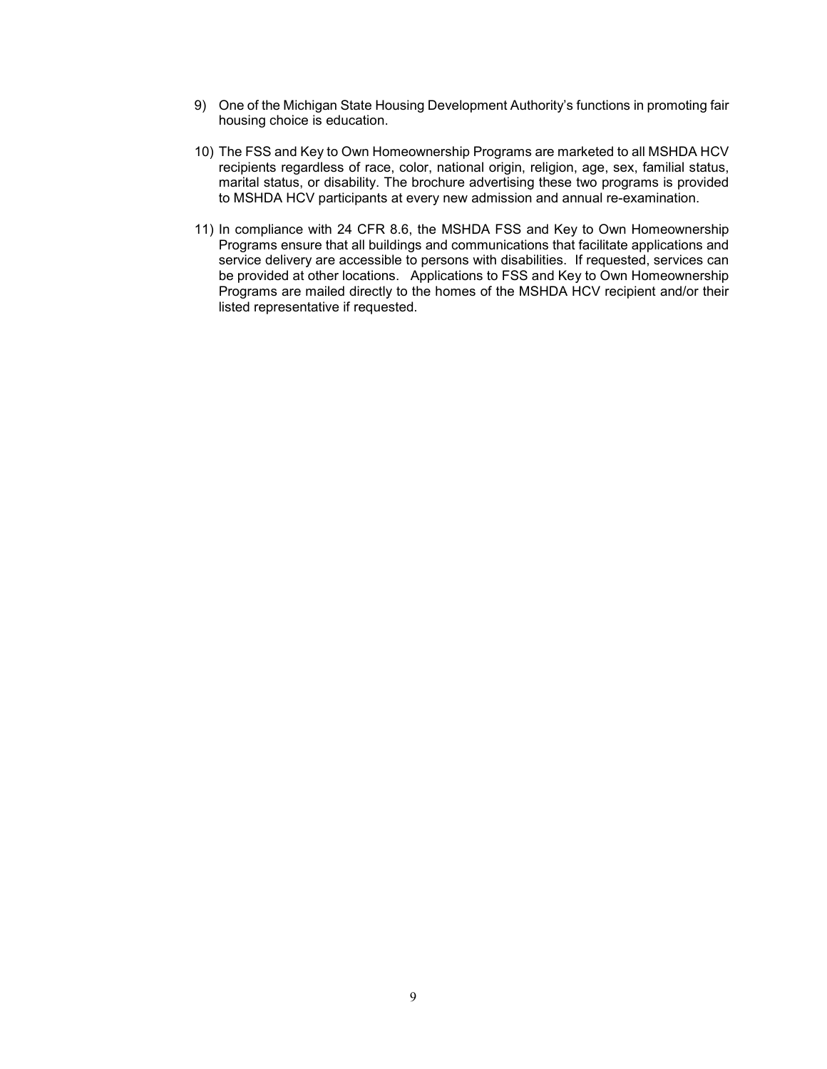9) One of the Michigan State Housing Development Authority's functions in promoting fair housing choice is education.

10) The FSS and Key to Own Homeownership Programs are marketed to all MSHDA HCV recipients regardless of race, color, national origin, religion, age, sex, familial status, marital status, or disability. The brochure advertising these two programs is provided to MSHDA HCV participants at every new admission and annual re-examination.

11) In compliance with 24 CFR 8.6, the MSHDA FSS and Key to Own Homeownership Programs ensure that all buildings and communications that facilitate applications and service delivery are accessible to persons with disabilities. If requested, services can be provided at other locations. Applications to FSS and Key to Own Homeownership Programs are mailed directly to the homes of the MSHDA HCV recipient and/or their listed representative if requested.